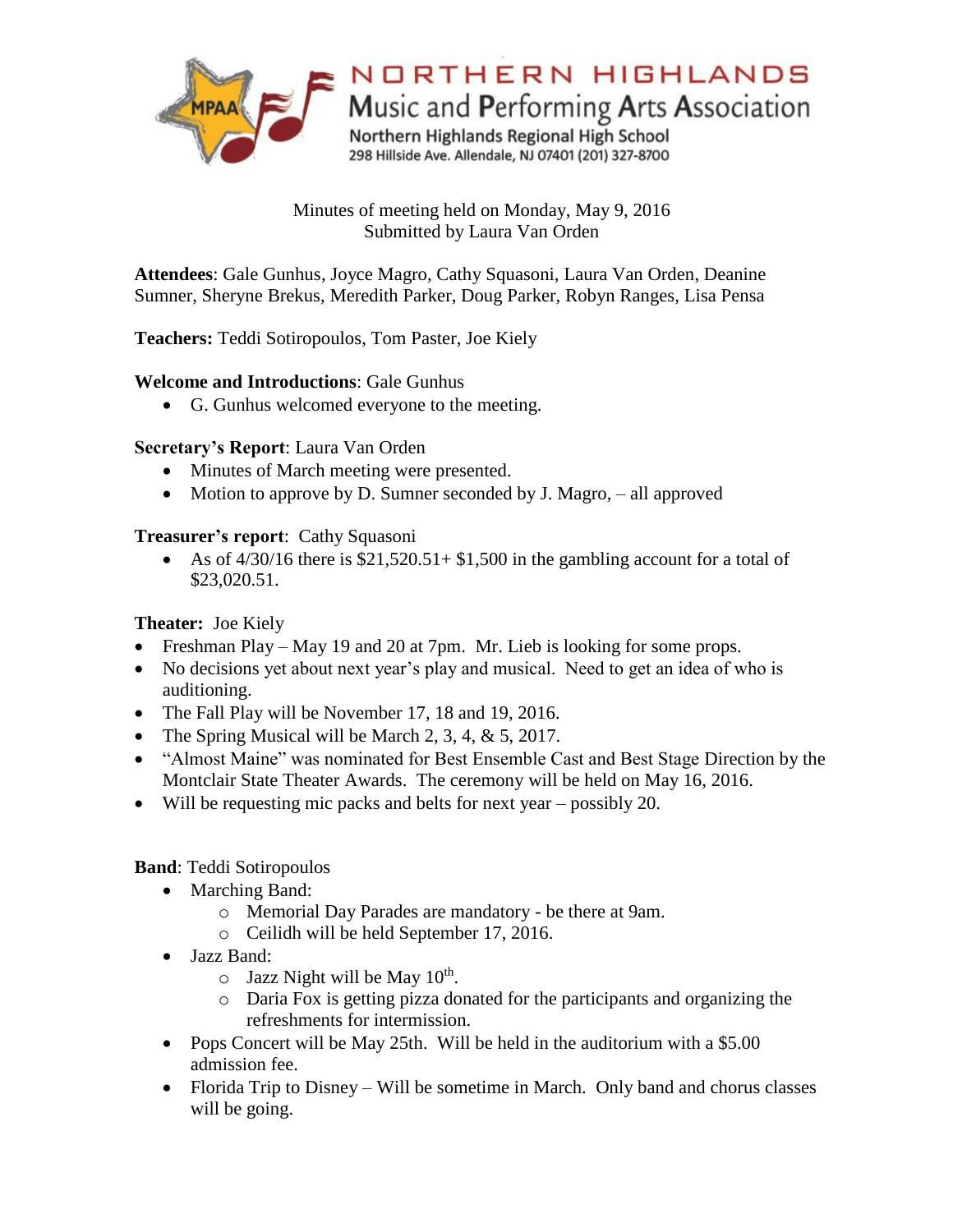# NORTHERN HIGHLANDS
## Music and Performing Arts Association

Northern Highlands Regional High School
298 Hillside Ave. Allendale, NJ 07401 (201) 327-8700

Minutes of meeting held on Monday, May 9, 2016
Submitted by Laura Van Orden

**Attendees**: Gale Gunhus, Joyce Magro, Cathy Squasoni, Laura Van Orden, Deanine Sumner, Sheryne Brekus, Meredith Parker, Doug Parker, Robyn Ranges, Lisa Pensa

**Teachers:** Teddi Sotiropoulos, Tom Paster, Joe Kiely

**Welcome and Introductions**: Gale Gunhus

- G. Gunhus welcomed everyone to the meeting.

**Secretary's Report**: Laura Van Orden

- Minutes of March meeting were presented.
- Motion to approve by D. Sumner seconded by J. Magro, – all approved

**Treasurer's report**: Cathy Squasoni

- As of 4/30/16 there is $21,520.51+ $1,500 in the gambling account for a total of $23,020.51.

**Theater:** Joe Kiely

- Freshman Play – May 19 and 20 at 7pm. Mr. Lieb is looking for some props.
- No decisions yet about next year's play and musical. Need to get an idea of who is auditioning.
- The Fall Play will be November 17, 18 and 19, 2016.
- The Spring Musical will be March 2, 3, 4, & 5, 2017.
- "Almost Maine" was nominated for Best Ensemble Cast and Best Stage Direction by the Montclair State Theater Awards. The ceremony will be held on May 16, 2016.
- Will be requesting mic packs and belts for next year – possibly 20.

**Band**: Teddi Sotiropoulos

- Marching Band:
  - Memorial Day Parades are mandatory - be there at 9am.
  - Ceilidh will be held September 17, 2016.
- Jazz Band:
  - Jazz Night will be May 10th.
  - Daria Fox is getting pizza donated for the participants and organizing the refreshments for intermission.
- Pops Concert will be May 25th. Will be held in the auditorium with a $5.00 admission fee.
- Florida Trip to Disney – Will be sometime in March. Only band and chorus classes will be going.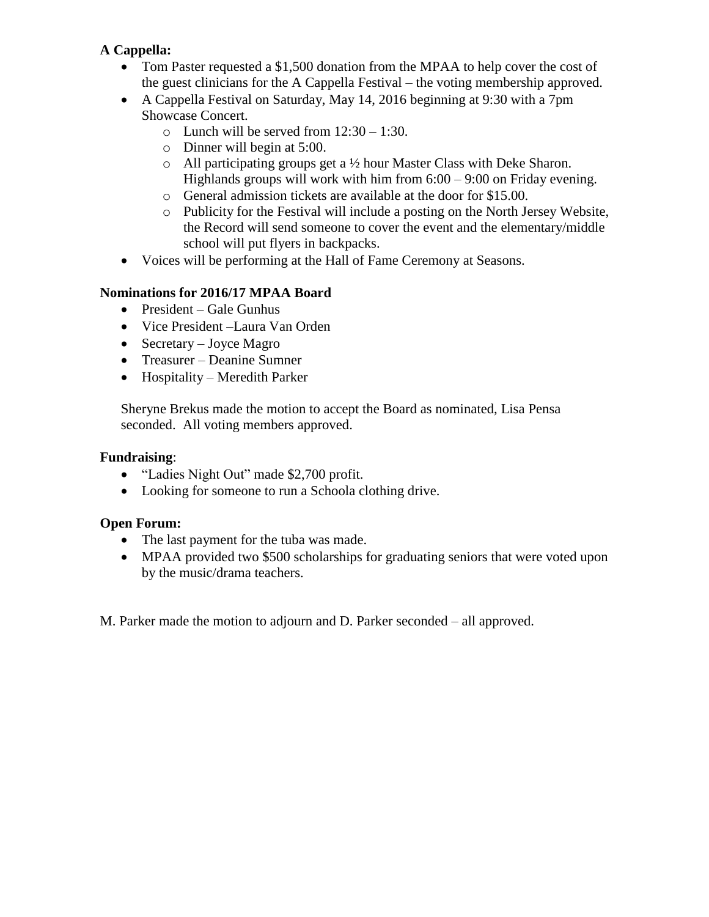**A Cappella:**

- Tom Paster requested a $1,500 donation from the MPAA to help cover the cost of the guest clinicians for the A Cappella Festival – the voting membership approved.
- A Cappella Festival on Saturday, May 14, 2016 beginning at 9:30 with a 7pm Showcase Concert.
    - Lunch will be served from 12:30 – 1:30.
    - Dinner will begin at 5:00.
    - All participating groups get a ½ hour Master Class with Deke Sharon. Highlands groups will work with him from 6:00 – 9:00 on Friday evening.
    - General admission tickets are available at the door for $15.00.
    - Publicity for the Festival will include a posting on the North Jersey Website, the Record will send someone to cover the event and the elementary/middle school will put flyers in backpacks.
- Voices will be performing at the Hall of Fame Ceremony at Seasons.

**Nominations for 2016/17 MPAA Board**

- President – Gale Gunhus
- Vice President –Laura Van Orden
- Secretary – Joyce Magro
- Treasurer – Deanine Sumner
- Hospitality – Meredith Parker

Sheryne Brekus made the motion to accept the Board as nominated, Lisa Pensa seconded. All voting members approved.

**Fundraising**:

- "Ladies Night Out" made $2,700 profit.
- Looking for someone to run a Schoola clothing drive.

**Open Forum:**

- The last payment for the tuba was made.
- MPAA provided two $500 scholarships for graduating seniors that were voted upon by the music/drama teachers.

M. Parker made the motion to adjourn and D. Parker seconded – all approved.